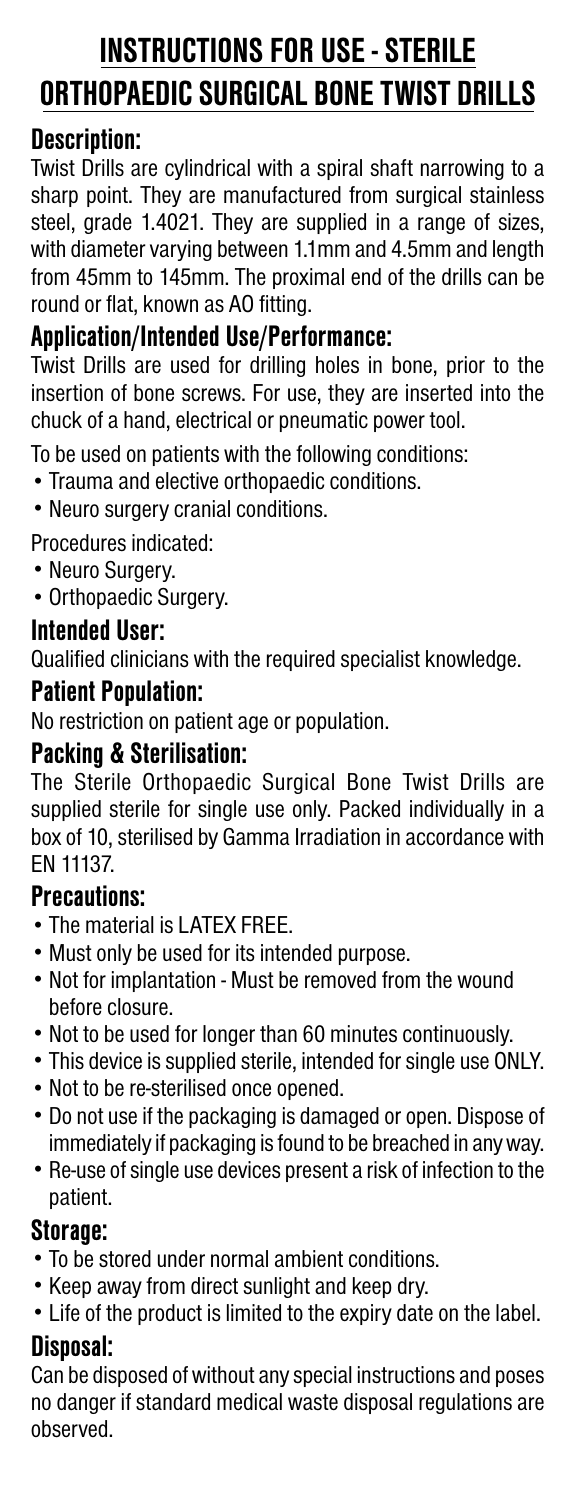# INSTRUCTIONS FOR USE - STERILE ORTHOPAEDIC SURGICAL BONE TWIST DRILLS

## Description:

Twist Drills are cylindrical with a spiral shaft narrowing to a sharp point. They are manufactured from surgical stainless steel, grade 1.4021. They are supplied in a range of sizes, with diameter varying between 1.1mm and 4.5mm and length from 45mm to 145mm. The proximal end of the drills can be round or flat, known as AO fitting.

## Application/Intended Use/Performance:

Twist Drills are used for drilling holes in bone, prior to the insertion of bone screws. For use, they are inserted into the chuck of a hand, electrical or pneumatic power tool.

To be used on patients with the following conditions:

- Trauma and elective orthopaedic conditions.
- Neuro surgery cranial conditions.

Procedures indicated:

- Neuro Surgery.
- Orthopaedic Surgery.

## Intended User:

Qualified clinicians with the required specialist knowledge.

## Patient Population:

No restriction on patient age or population.

## Packing & Sterilisation:

The Sterile Orthopaedic Surgical Bone Twist Drills are supplied sterile for single use only. Packed individually in a box of 10, sterilised by Gamma Irradiation in accordance with EN 11137.

## Precautions:

- The material is LATEX FREE.
- Must only be used for its intended purpose.
- Not for implantation - Must be removed from the wound before closure.
- Not to be used for longer than 60 minutes continuously.
- This device is supplied sterile, intended for single use ONLY.
- Not to be re-sterilised once opened.
- Do not use if the packaging is damaged or open. Dispose of immediately if packaging is found to be breached in any way.
- Re-use of single use devices present a risk of infection to the patient.

## Storage:

- To be stored under normal ambient conditions.
- Keep away from direct sunlight and keep dry.
- Life of the product is limited to the expiry date on the label.

## Disposal:

Can be disposed of without any special instructions and poses no danger if standard medical waste disposal regulations are observed.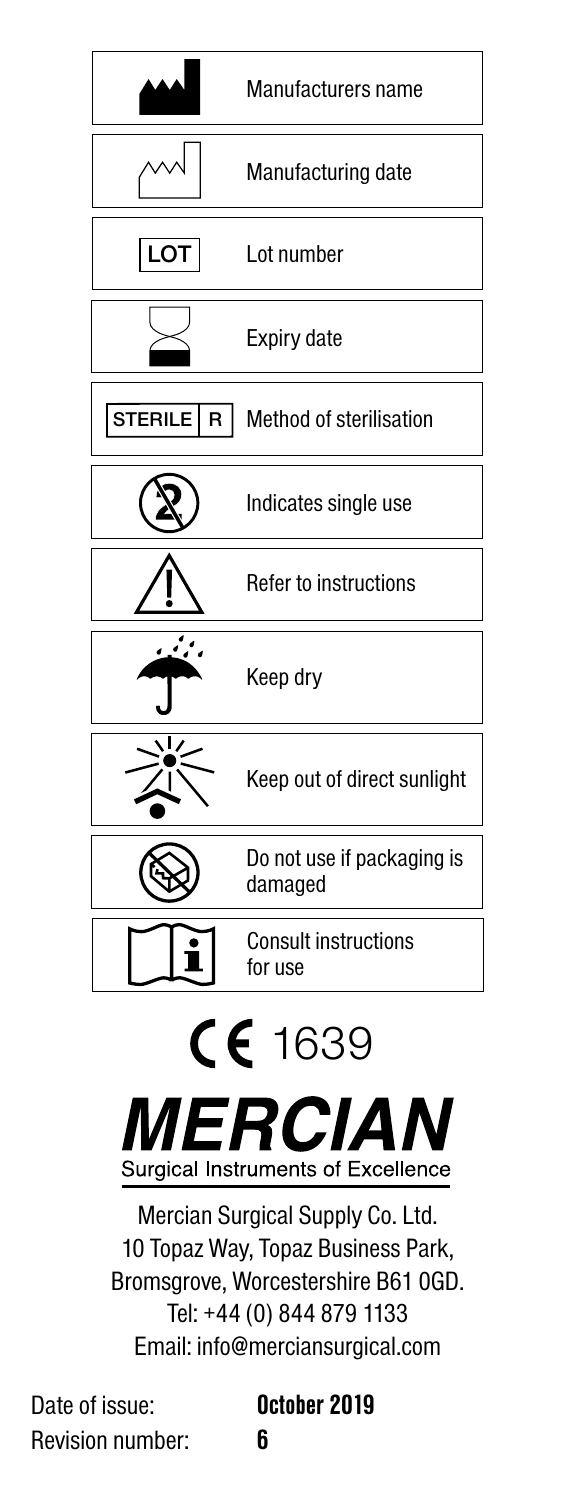| | |
|---|---|
| | Manufacturers name |
| | Manufacturing date |
| LOT | Lot number |
| | Expiry date |
| STERILE R | Method of sterilisation |
| | Indicates single use |
| | Refer to instructions |
| | Keep dry |
| | Keep out of direct sunlight |
| | Do not use if packaging is damaged |
| | Consult instructions for use |

CE 1639

**MERCIAN**

Surgical Instruments of Excellence

Mercian Surgical Supply Co. Ltd.
10 Topaz Way, Topaz Business Park,
Bromsgrove, Worcestershire B61 0GD.
Tel: +44 (0) 844 879 1133
Email: info@merciansurgical.com

Date of issue: **October 2019**
Revision number: **6**